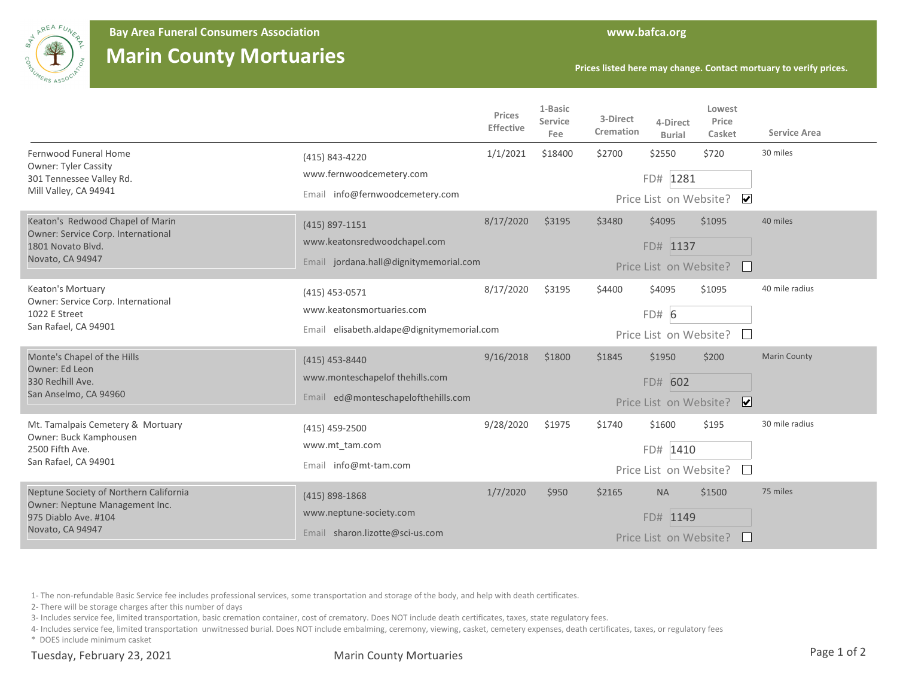# Bay Area Funeral Consumers Association

## Marin County Mortuaries

www.bafca.org

Prices listed here may change. Contact mortuary to verify prices.

| Mortuary | Contact | Prices Effective | 1-Basic Service Fee | 3-Direct Cremation | 4-Direct Burial | Lowest Price Casket | Service Area |
|---|---|---|---|---|---|---|---|
| Fernwood Funeral Home<br>Owner: Tyler Cassity<br>301 Tennessee Valley Rd.<br>Mill Valley, CA 94941 | (415) 843-4220<br>www.fernwoodcemetery.com<br>Email info@fernwoodcemetery.com | 1/1/2021 | $18400 | $2700 | $2550 | $720 | 30 miles |
| | FD# 1281<br>Price List on Website? ☑ | | | | | | |
| Keaton's Redwood Chapel of Marin<br>Owner: Service Corp. International<br>1801 Novato Blvd.<br>Novato, CA 94947 | (415) 897-1151<br>www.keatonsredwoodchapel.com<br>Email jordana.hall@dignitymemorial.com | 8/17/2020 | $3195 | $3480 | $4095 | $1095 | 40 miles |
| | FD# 1137<br>Price List on Website? ☐ | | | | | | |
| Keaton's Mortuary<br>Owner: Service Corp. International<br>1022 E Street<br>San Rafael, CA 94901 | (415) 453-0571<br>www.keatonsmortuaries.com<br>Email elisabeth.aldape@dignitymemorial.com | 8/17/2020 | $3195 | $4400 | $4095 | $1095 | 40 mile radius |
| | FD# 6<br>Price List on Website? ☐ | | | | | | |
| Monte's Chapel of the Hills<br>Owner: Ed Leon<br>330 Redhill Ave.<br>San Anselmo, CA 94960 | (415) 453-8440<br>www.monteschapelof thehills.com<br>Email ed@monteschapelofthehills.com | 9/16/2018 | $1800 | $1845 | $1950 | $200 | Marin County |
| | FD# 602<br>Price List on Website? ☑ | | | | | | |
| Mt. Tamalpais Cemetery & Mortuary<br>Owner: Buck Kamphousen<br>2500 Fifth Ave.<br>San Rafael, CA 94901 | (415) 459-2500<br>www.mt_tam.com<br>Email info@mt-tam.com | 9/28/2020 | $1975 | $1740 | $1600 | $195 | 30 mile radius |
| | FD# 1410<br>Price List on Website? ☐ | | | | | | |
| Neptune Society of Northern California<br>Owner: Neptune Management Inc.<br>975 Diablo Ave. #104<br>Novato, CA 94947 | (415) 898-1868<br>www.neptune-society.com<br>Email sharon.lizotte@sci-us.com | 1/7/2020 | $950 | $2165 | NA | $1500 | 75 miles |
| | FD# 1149<br>Price List on Website? ☐ | | | | | | |

1- The non-refundable Basic Service fee includes professional services, some transportation and storage of the body, and help with death certificates.

2- There will be storage charges after this number of days

3- Includes service fee, limited transportation, basic cremation container, cost of crematory. Does NOT include death certificates, taxes, state regulatory fees.

4- Includes service fee, limited transportation unwitnessed burial. Does NOT include embalming, ceremony, viewing, casket, cemetery expenses, death certificates, taxes, or regulatory fees

* DOES include minimum casket

Tuesday, February 23, 2021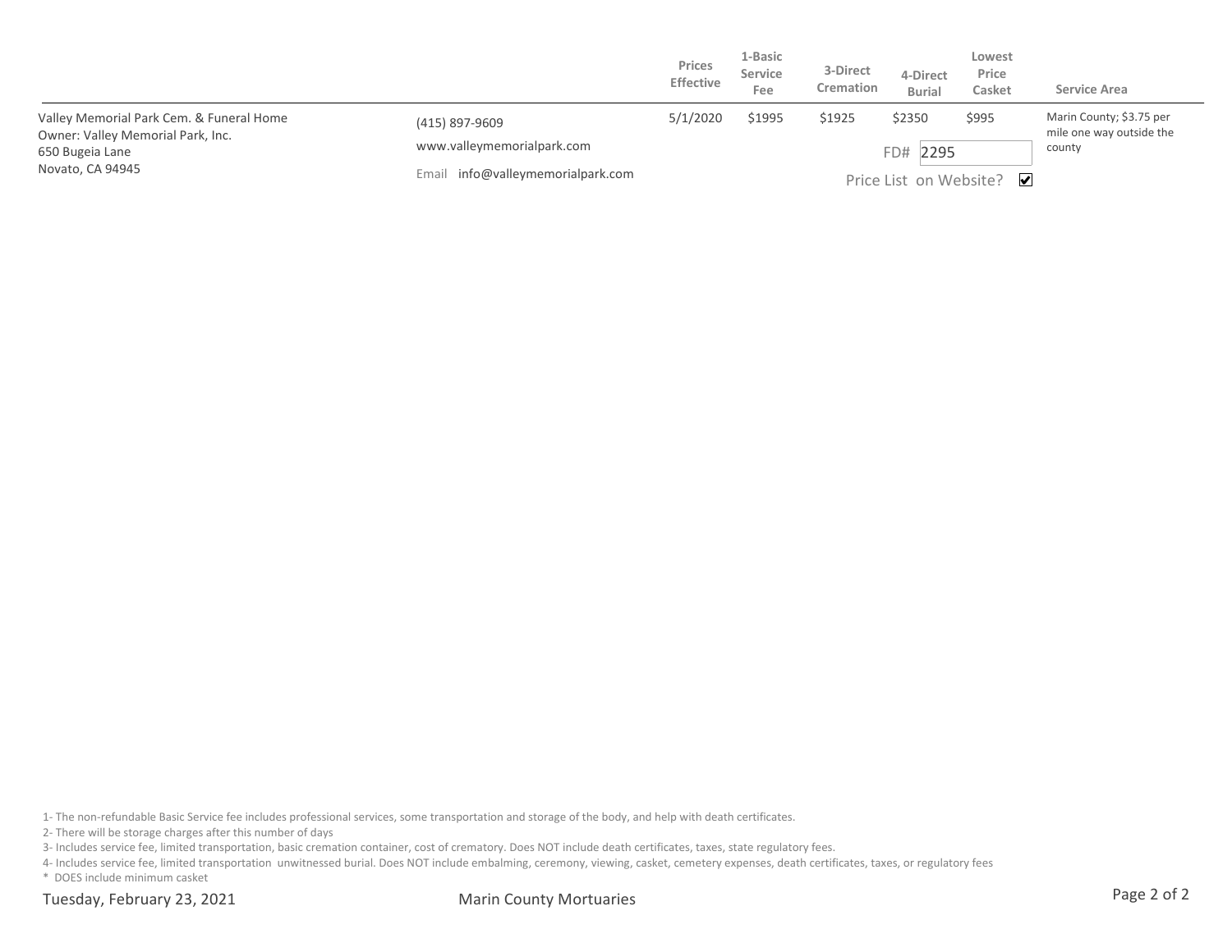| | | Prices Effective | 1-Basic Service Fee | 3-Direct Cremation | 4-Direct Burial | Lowest Price Casket | Service Area |
|---|---|---|---|---|---|---|---|
| Valley Memorial Park Cem. & Funeral Home<br>Owner: Valley Memorial Park, Inc.<br>650 Bugeia Lane<br>Novato, CA 94945 | (415) 897-9609<br>www.valleymemorialpark.com<br>Email info@valleymemorialpark.com | 5/1/2020 | $1995 | $1925 | $2350<br>FD# 2295<br>Price List on Website? ☑ | $995 | Marin County; $3.75 per mile one way outside the county |

1- The non-refundable Basic Service fee includes professional services, some transportation and storage of the body, and help with death certificates.

2- There will be storage charges after this number of days

3- Includes service fee, limited transportation, basic cremation container, cost of crematory. Does NOT include death certificates, taxes, state regulatory fees.

4- Includes service fee, limited transportation unwitnessed burial. Does NOT include embalming, ceremony, viewing, casket, cemetery expenses, death certificates, taxes, or regulatory fees

* DOES include minimum casket

Tuesday, February 23, 2021 Marin County Mortuaries